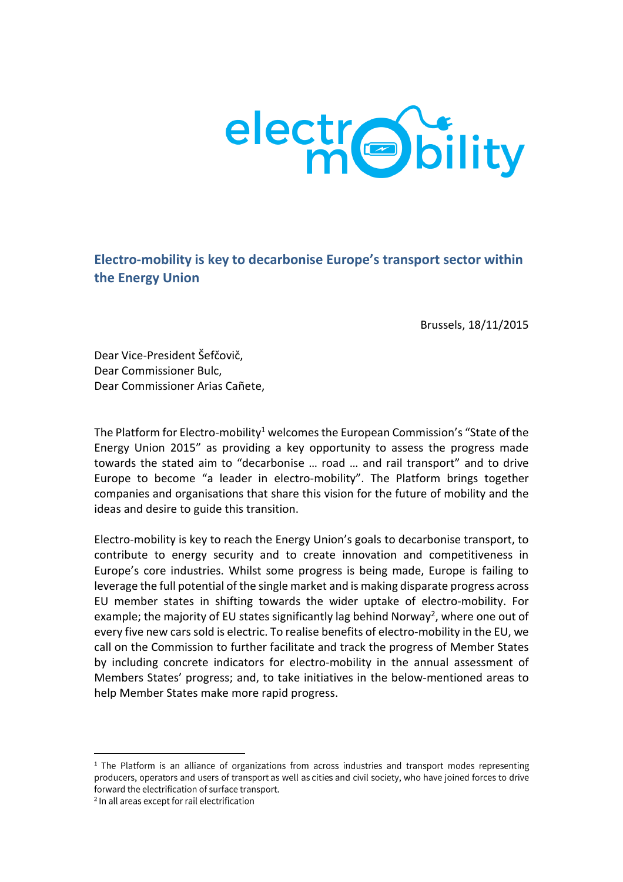## Electro-mobility is key to decarbonise Europe's transport sector within the Energy Union

Brussels, 18/11/2015

Dear Vice-President Šefčovič,
Dear Commissioner Bulc,
Dear Commissioner Arias Cañete,

The Platform for Electro-mobility[1] welcomes the European Commission's "State of the Energy Union 2015" as providing a key opportunity to assess the progress made towards the stated aim to "decarbonise … road … and rail transport" and to drive Europe to become "a leader in electro-mobility". The Platform brings together companies and organisations that share this vision for the future of mobility and the ideas and desire to guide this transition.

Electro-mobility is key to reach the Energy Union's goals to decarbonise transport, to contribute to energy security and to create innovation and competitiveness in Europe's core industries. Whilst some progress is being made, Europe is failing to leverage the full potential of the single market and is making disparate progress across EU member states in shifting towards the wider uptake of electro-mobility. For example; the majority of EU states significantly lag behind Norway[2], where one out of every five new cars sold is electric. To realise benefits of electro-mobility in the EU, we call on the Commission to further facilitate and track the progress of Member States by including concrete indicators for electro-mobility in the annual assessment of Members States' progress; and, to take initiatives in the below-mentioned areas to help Member States make more rapid progress.

[1] The Platform is an alliance of organizations from across industries and transport modes representing producers, operators and users of transport as well as cities and civil society, who have joined forces to drive forward the electrification of surface transport.

[2] In all areas except for rail electrification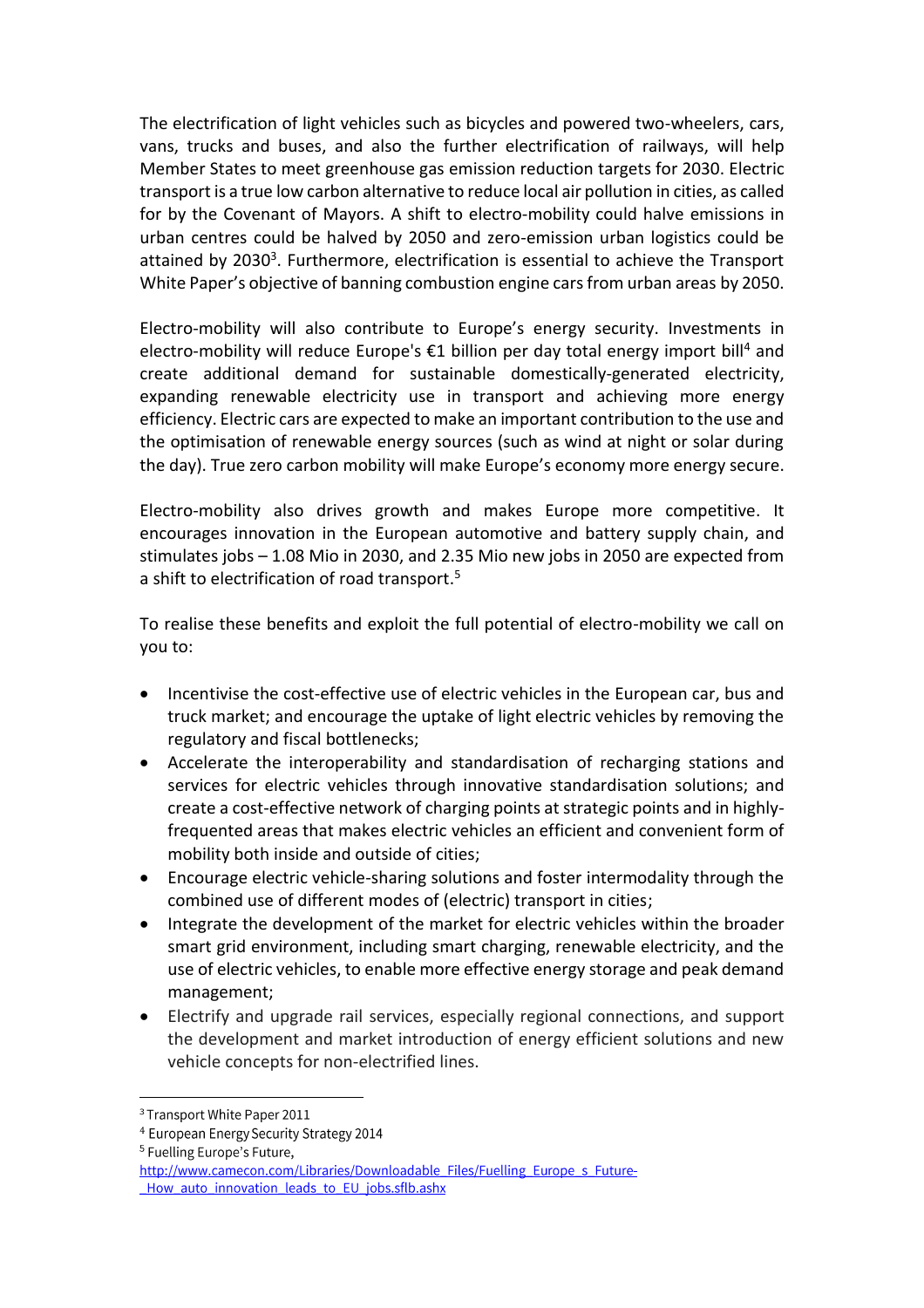The electrification of light vehicles such as bicycles and powered two-wheelers, cars, vans, trucks and buses, and also the further electrification of railways, will help Member States to meet greenhouse gas emission reduction targets for 2030. Electric transport is a true low carbon alternative to reduce local air pollution in cities, as called for by the Covenant of Mayors. A shift to electro-mobility could halve emissions in urban centres could be halved by 2050 and zero-emission urban logistics could be attained by 2030[3]. Furthermore, electrification is essential to achieve the Transport White Paper's objective of banning combustion engine cars from urban areas by 2050.

Electro-mobility will also contribute to Europe's energy security. Investments in electro-mobility will reduce Europe's €1 billion per day total energy import bill[4] and create additional demand for sustainable domestically-generated electricity, expanding renewable electricity use in transport and achieving more energy efficiency. Electric cars are expected to make an important contribution to the use and the optimisation of renewable energy sources (such as wind at night or solar during the day). True zero carbon mobility will make Europe's economy more energy secure.

Electro-mobility also drives growth and makes Europe more competitive. It encourages innovation in the European automotive and battery supply chain, and stimulates jobs – 1.08 Mio in 2030, and 2.35 Mio new jobs in 2050 are expected from a shift to electrification of road transport.[5]

To realise these benefits and exploit the full potential of electro-mobility we call on you to:

- Incentivise the cost-effective use of electric vehicles in the European car, bus and truck market; and encourage the uptake of light electric vehicles by removing the regulatory and fiscal bottlenecks;
- Accelerate the interoperability and standardisation of recharging stations and services for electric vehicles through innovative standardisation solutions; and create a cost-effective network of charging points at strategic points and in highly-frequented areas that makes electric vehicles an efficient and convenient form of mobility both inside and outside of cities;
- Encourage electric vehicle-sharing solutions and foster intermodality through the combined use of different modes of (electric) transport in cities;
- Integrate the development of the market for electric vehicles within the broader smart grid environment, including smart charging, renewable electricity, and the use of electric vehicles, to enable more effective energy storage and peak demand management;
- Electrify and upgrade rail services, especially regional connections, and support the development and market introduction of energy efficient solutions and new vehicle concepts for non-electrified lines.

---

[3] Transport White Paper 2011

[4] European Energy Security Strategy 2014

[5] Fuelling Europe's Future, http://www.camecon.com/Libraries/Downloadable_Files/Fuelling_Europe_s_Future-_How_auto_innovation_leads_to_EU_jobs.sflb.ashx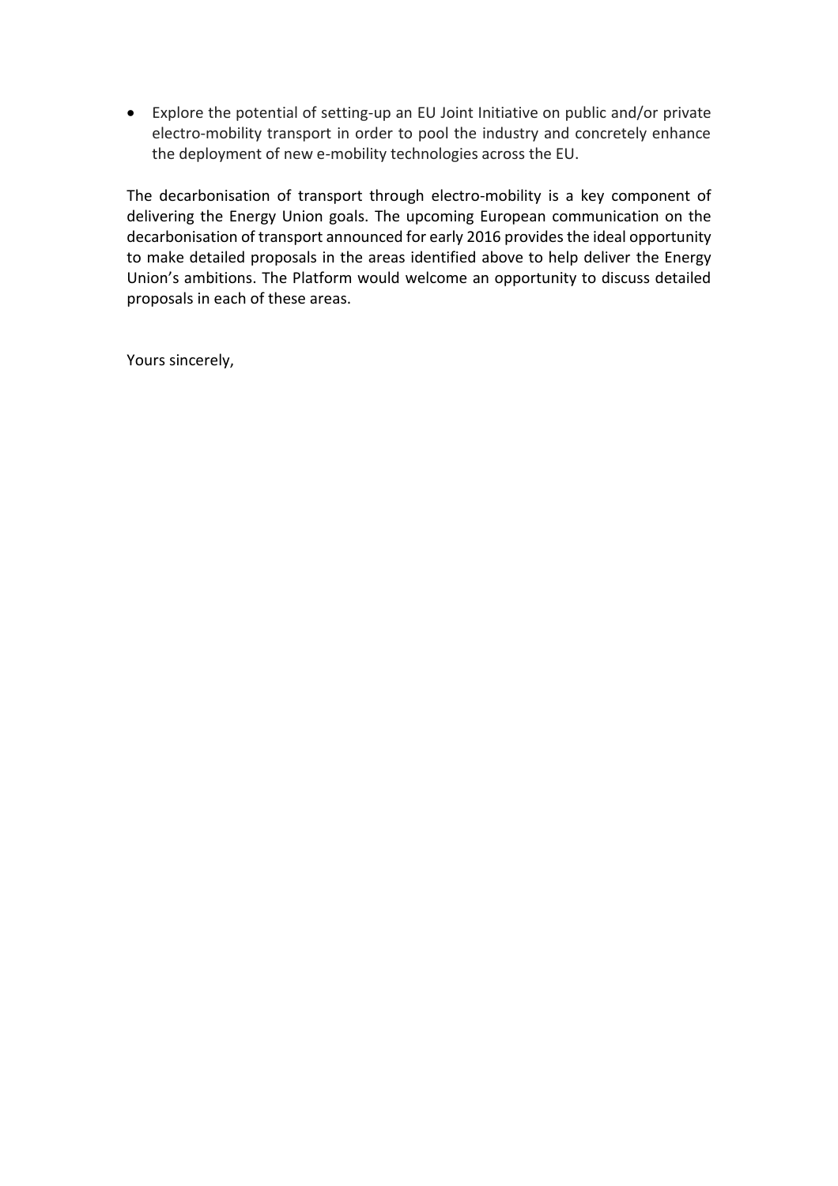- Explore the potential of setting-up an EU Joint Initiative on public and/or private electro-mobility transport in order to pool the industry and concretely enhance the deployment of new e-mobility technologies across the EU.

The decarbonisation of transport through electro-mobility is a key component of delivering the Energy Union goals. The upcoming European communication on the decarbonisation of transport announced for early 2016 provides the ideal opportunity to make detailed proposals in the areas identified above to help deliver the Energy Union's ambitions. The Platform would welcome an opportunity to discuss detailed proposals in each of these areas.

Yours sincerely,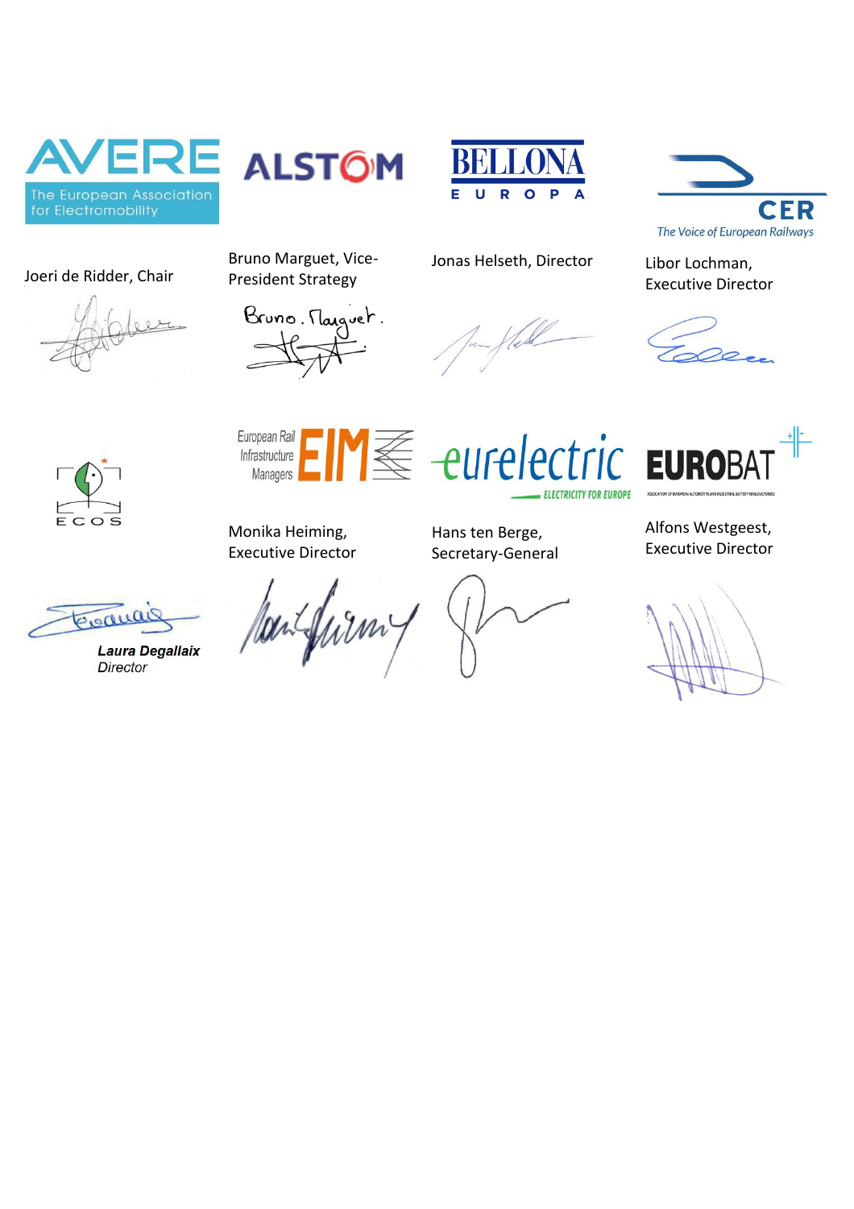AVERE – The European Association for Electromobility

Joeri de Ridder, Chair

ALSTOM

Bruno Marguet, Vice-President Strategy

BELLONA EUROPA

Jonas Helseth, Director

CER – The Voice of European Railways

Libor Lochman, Executive Director

ECOS

Laura Degallaix
*Director*

European Rail Infrastructure Managers EIM

Monika Heiming, Executive Director

eurelectric – ELECTRICITY FOR EUROPE

Hans ten Berge, Secretary-General

EUROBAT

Alfons Westgeest, Executive Director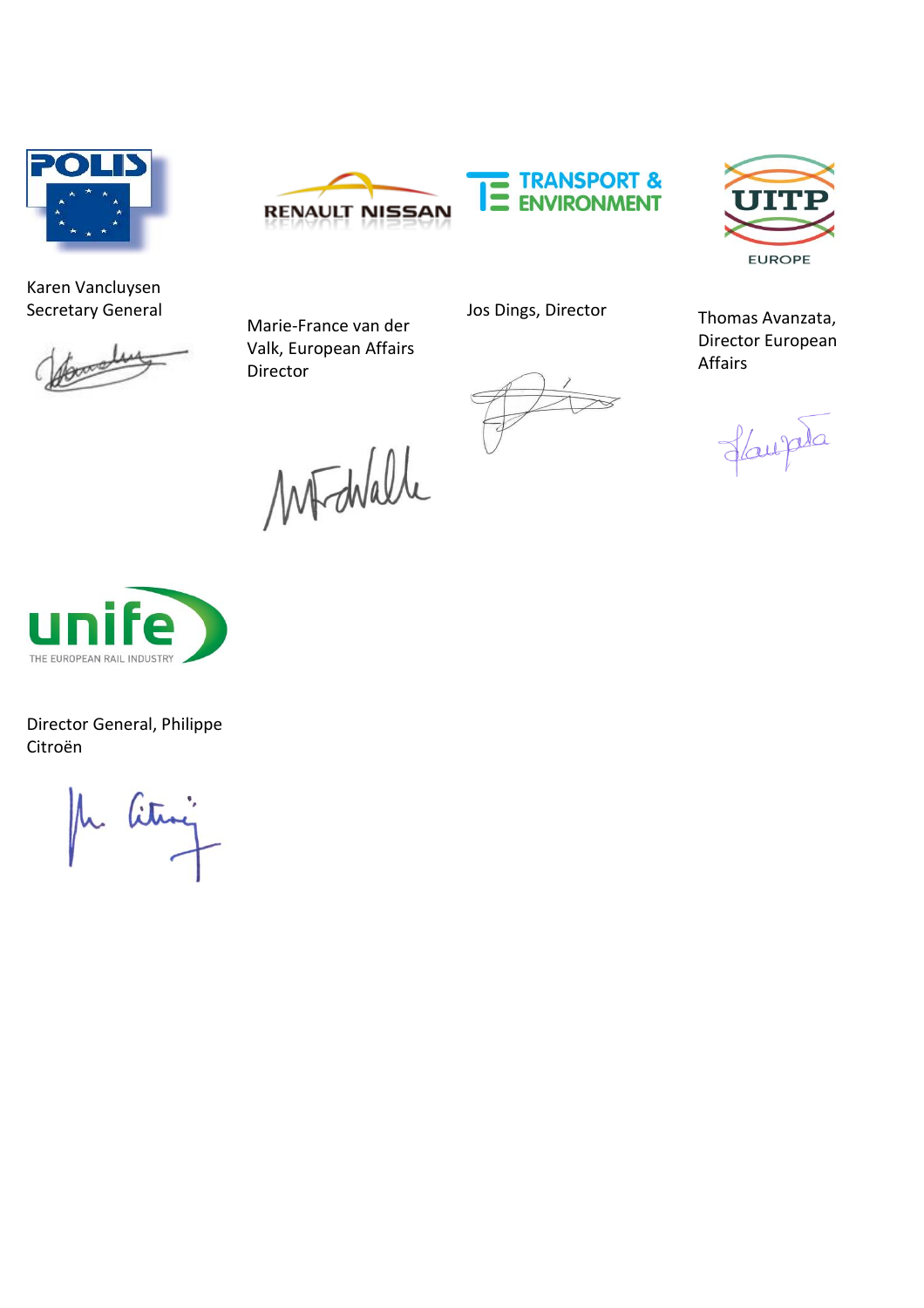POLIS

Karen Vancluysen
Secretary General

RENAULT NISSAN

Marie-France van der Valk, European Affairs Director

TRANSPORT & ENVIRONMENT

Jos Dings, Director

UITP EUROPE

Thomas Avanzata, Director European Affairs

unife
THE EUROPEAN RAIL INDUSTRY

Director General, Philippe Citroën